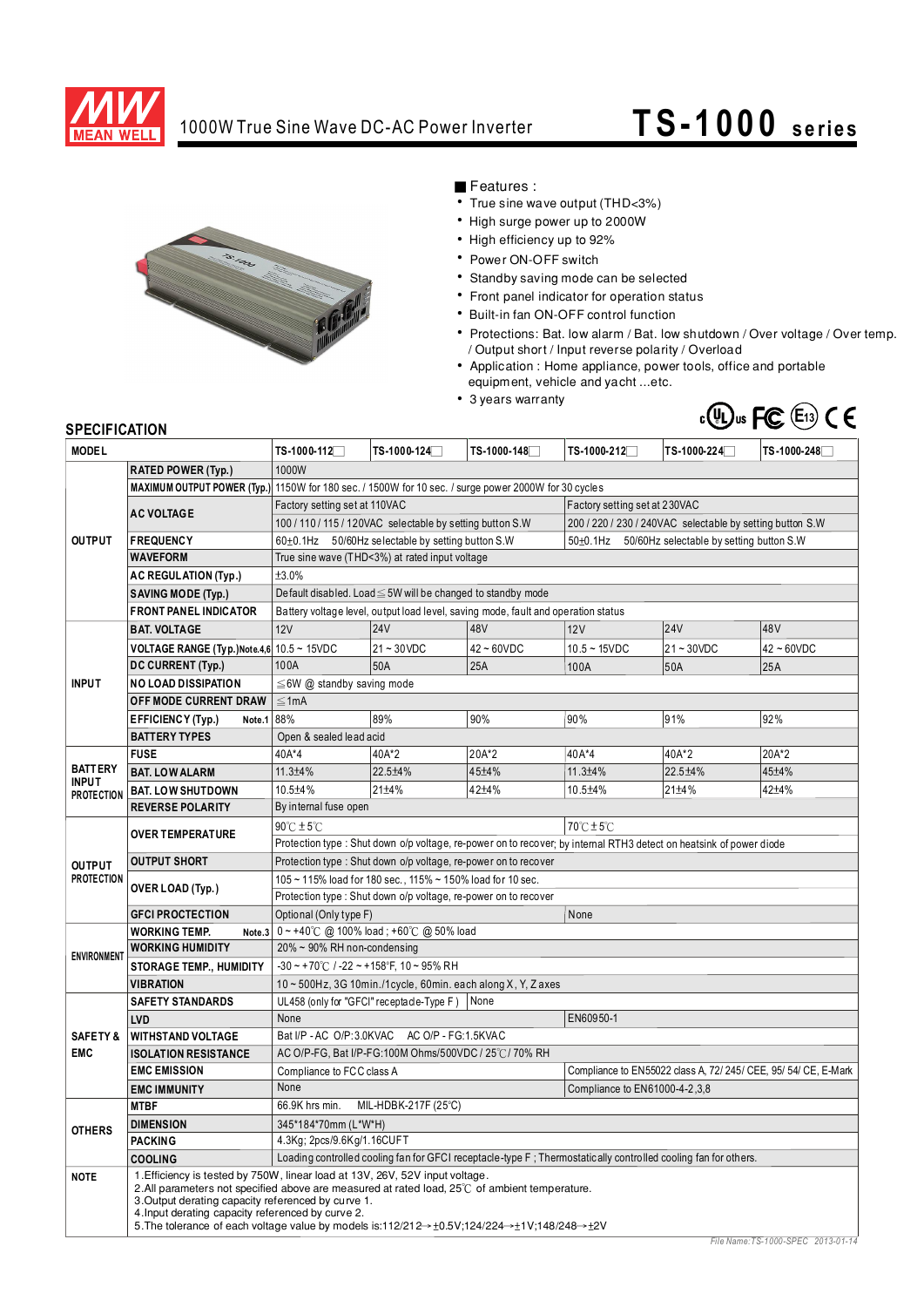# 1000W True Sine Wave DC-AC Power Inverter

## TS-1000 series

■ Features :

- True sine wave output (THD<3%)
- High surge power up to 2000W
- High efficiency up to 92%
- Power ON-OFF switch
- Standby saving mode can be selected
- Front panel indicator for operation status
- Built-in fan ON-OFF control function
- Protections: Bat. low alarm / Bat. low shutdown / Over voltage / Over temp. / Output short / Input reverse polarity / Overload
- Application : Home appliance, power tools, office and portable equipment, vehicle and yacht ...etc.
- 3 years warranty

## SPECIFICATION

| MODEL | | TS-1000-112☐ | TS-1000-124☐ | TS-1000-148☐ | TS-1000-212☐ | TS-1000-224☐ | TS-1000-248☐ |
|---|---|---|---|---|---|---|---|
| OUTPUT | RATED POWER (Typ.) | 1000W | | | | | |
| | MAXIMUM OUTPUT POWER (Typ.) | 1150W for 180 sec. / 1500W for 10 sec. / surge power 2000W for 30 cycles | | | | | |
| | AC VOLTAGE | Factory setting set at 110VAC | | | Factory setting set at 230VAC | | |
| | | 100 / 110 / 115 / 120VAC selectable by setting button S.W | | | 200 / 220 / 230 / 240VAC selectable by setting button S.W | | |
| | FREQUENCY | 60±0.1Hz 50/60Hz selectable by setting button S.W | | | 50±0.1Hz 50/60Hz selectable by setting button S.W | | |
| | WAVEFORM | True sine wave (THD<3%) at rated input voltage | | | | | |
| | AC REGULATION (Typ.) | ±3.0% | | | | | |
| | SAVING MODE (Typ.) | Default disabled. Load≦5W will be changed to standby mode | | | | | |
| | FRONT PANEL INDICATOR | Battery voltage level, output load level, saving mode, fault and operation status | | | | | |
| INPUT | BAT. VOLTAGE | 12V | 24V | 48V | 12V | 24V | 48V |
| | VOLTAGE RANGE (Typ.) Note.4,6 | 10.5 ~ 15VDC | 21 ~ 30VDC | 42 ~ 60VDC | 10.5 ~ 15VDC | 21 ~ 30VDC | 42 ~ 60VDC |
| | DC CURRENT (Typ.) | 100A | 50A | 25A | 100A | 50A | 25A |
| | NO LOAD DISSIPATION | ≦6W @ standby saving mode | | | | | |
| | OFF MODE CURRENT DRAW | ≦1mA | | | | | |
| | EFFICIENCY (Typ.) Note.1 | 88% | 89% | 90% | 90% | 91% | 92% |
| | BATTERY TYPES | Open & sealed lead acid | | | | | |
| BATTERY INPUT PROTECTION | FUSE | 40A*4 | 40A*2 | 20A*2 | 40A*4 | 40A*2 | 20A*2 |
| | BAT. LOW ALARM | 11.3±4% | 22.5±4% | 45±4% | 11.3±4% | 22.5±4% | 45±4% |
| | BAT. LOW SHUTDOWN | 10.5±4% | 21±4% | 42±4% | 10.5±4% | 21±4% | 42±4% |
| | REVERSE POLARITY | By internal fuse open | | | | | |
| OUTPUT PROTECTION | OVER TEMPERATURE | 90℃ ±5℃ | | | 70℃ ±5℃ | | |
| | | Protection type : Shut down o/p voltage, re-power on to recover; by internal RTH3 detect on heatsink of power diode | | | | | |
| | OUTPUT SHORT | Protection type : Shut down o/p voltage, re-power on to recover | | | | | |
| | OVER LOAD (Typ.) | 105 ~ 115% load for 180 sec., 115% ~ 150% load for 10 sec. | | | | | |
| | | Protection type : Shut down o/p voltage, re-power on to recover | | | | | |
| | GFCI PROCTECTION | Optional (Only type F) | | | None | | |
| ENVIRONMENT | WORKING TEMP. Note.3 | 0 ~ +40℃ @ 100% load ; +60℃ @ 50% load | | | | | |
| | WORKING HUMIDITY | 20% ~ 90% RH non-condensing | | | | | |
| | STORAGE TEMP., HUMIDITY | -30 ~ +70℃ / -22 ~ +158°F, 10 ~ 95% RH | | | | | |
| | VIBRATION | 10 ~ 500Hz, 3G 10min./1cycle, 60min. each along X, Y, Z axes | | | | | |
| SAFETY & EMC | SAFETY STANDARDS | UL458 (only for "GFCI" receptacle-Type F ) | | None | | | |
| | LVD | None | | | EN60950-1 | | |
| | WITHSTAND VOLTAGE | Bat I/P - AC O/P:3.0KVAC AC O/P - FG:1.5KVAC | | | | | |
| | ISOLATION RESISTANCE | AC O/P-FG, Bat I/P-FG:100M Ohms/500VDC / 25℃/ 70% RH | | | | | |
| | EMC EMISSION | Compliance to FCC class A | | | Compliance to EN55022 class A, 72/ 245/ CEE, 95/ 54/ CE, E-Mark | | |
| | EMC IMMUNITY | None | | | Compliance to EN61000-4-2,3,8 | | |
| OTHERS | MTBF | 66.9K hrs min. MIL-HDBK-217F (25℃) | | | | | |
| | DIMENSION | 345*184*70mm (L*W*H) | | | | | |
| | PACKING | 4.3Kg; 2pcs/9.6Kg/1.16CUFT | | | | | |
| | COOLING | Loading controlled cooling fan for GFCI receptacle-type F ; Thermostatically controlled cooling fan for others. | | | | | |
| NOTE | | 1.Efficiency is tested by 750W, linear load at 13V, 26V, 52V input voltage.<br>2.All parameters not specified above are measured at rated load, 25℃ of ambient temperature.<br>3.Output derating capacity referenced by curve 1.<br>4.Input derating capacity referenced by curve 2.<br>5.The tolerance of each voltage value by models is:112/212→±0.5V;124/224→±1V;148/248→±2V | | | | | |

*File Name:TS-1000-SPEC 2013-01-14*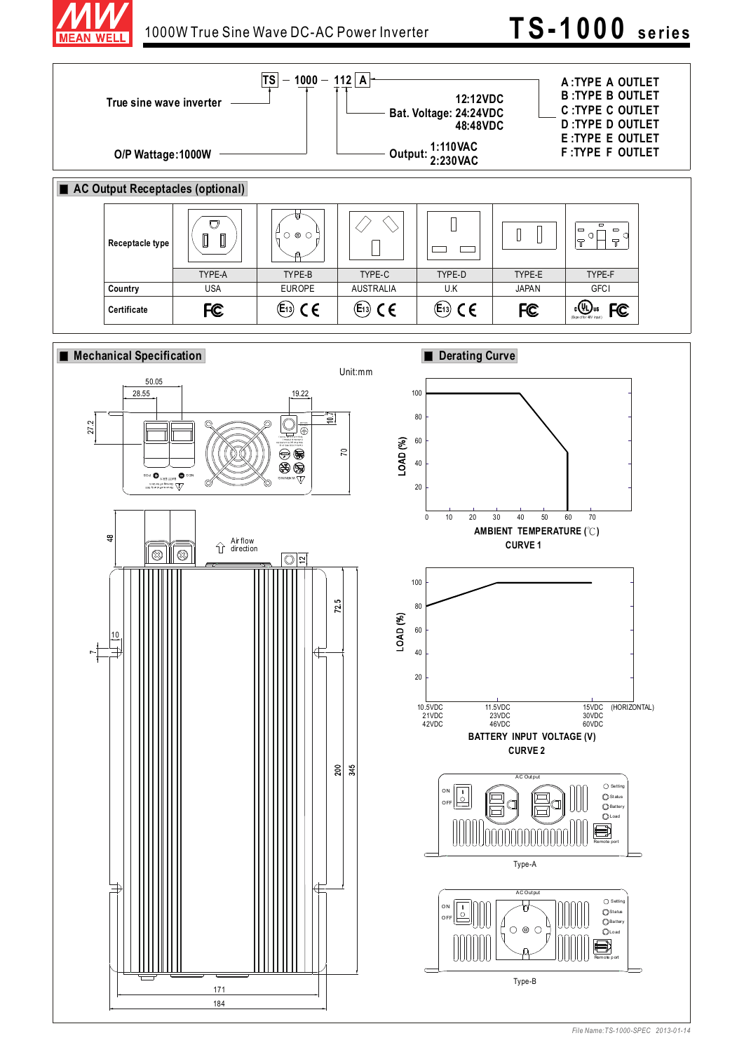# TS-1000 series

1000W True Sine Wave DC-AC Power Inverter

TS – 1000 – 112 A

- True sine wave inverter
- O/P Wattage:1000W
- Bat. Voltage: 12:12VDC, 24:24VDC, 48:48VDC
- Output: 1:110VAC, 2:230VAC
- A :TYPE A OUTLET
- B :TYPE B OUTLET
- C :TYPE C OUTLET
- D :TYPE D OUTLET
- E :TYPE E OUTLET
- F :TYPE F OUTLET

## AC Output Receptacles (optional)

| Receptacle type | TYPE-A | TYPE-B | TYPE-C | TYPE-D | TYPE-E | TYPE-F |
|---|---|---|---|---|---|---|
| Country | USA | EUROPE | AUSTRALIA | U.K | JAPAN | GFCI |
| Certificate | FC | E13 CE | E13 CE | E13 CE | FC | cULus (Only for 48V input) FC |

## Mechanical Specification

Unit:mm

50.05
28.55
19.22
27.2
10.7
70
48
Air flow direction
12
72.5
10
7
200
345
171
184

## Derating Curve

LOAD (%)
100
80
60
40
20
0 10 20 30 40 50 60 70
AMBIENT TEMPERATURE (℃)
CURVE 1

LOAD (%)
100
80
60
40
20
10.5VDC 21VDC 42VDC
11.5VDC 23VDC 46VDC
15VDC 30VDC 60VDC
(HORIZONTAL)
BATTERY INPUT VOLTAGE (V)
CURVE 2

AC Output
ON
OFF
Setting
Status
Battery
Load
Remote port
Type-A

AC Output
ON
OFF
Setting
Status
Battery
Load
Remote port
Type-B

File Name:TS-1000-SPEC 2013-01-14